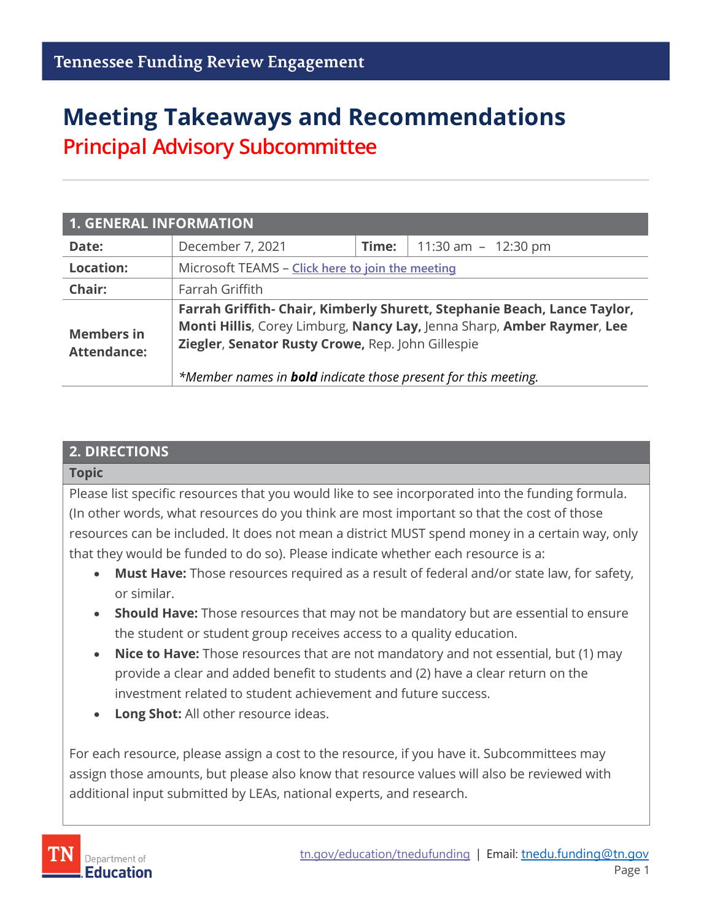Tennessee Funding Review Engagement

# Meeting Takeaways and Recommendations

## Principal Advisory Subcommittee

| 1. GENERAL INFORMATION | | | |
|---|---|---|---|
| **Date:** | December 7, 2021 | **Time:** | 11:30 am – 12:30 pm |
| **Location:** | Microsoft TEAMS – Click here to join the meeting | | |
| **Chair:** | Farrah Griffith | | |
| **Members in Attendance:** | **Farrah Griffith- Chair, Kimberly Shurett, Stephanie Beach, Lance Taylor, Monti Hillis**, Corey Limburg, **Nancy Lay,** Jenna Sharp, **Amber Raymer**, **Lee Ziegler**, **Senator Rusty Crowe,** Rep. John Gillespie<br><br>*\*Member names in **bold** indicate those present for this meeting.* | | |

## 2. DIRECTIONS

**Topic**

Please list specific resources that you would like to see incorporated into the funding formula. (In other words, what resources do you think are most important so that the cost of those resources can be included. It does not mean a district MUST spend money in a certain way, only that they would be funded to do so). Please indicate whether each resource is a:

- **Must Have:** Those resources required as a result of federal and/or state law, for safety, or similar.
- **Should Have:** Those resources that may not be mandatory but are essential to ensure the student or student group receives access to a quality education.
- **Nice to Have:** Those resources that are not mandatory and not essential, but (1) may provide a clear and added benefit to students and (2) have a clear return on the investment related to student achievement and future success.
- **Long Shot:** All other resource ideas.

For each resource, please assign a cost to the resource, if you have it. Subcommittees may assign those amounts, but please also know that resource values will also be reviewed with additional input submitted by LEAs, national experts, and research.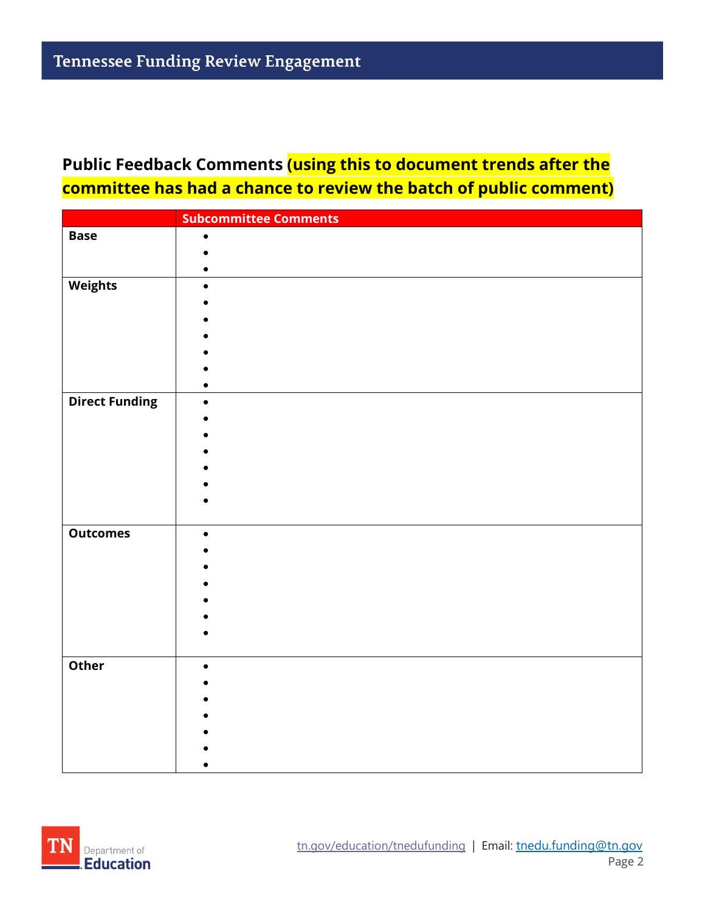**Public Feedback Comments (using this to document trends after the committee has had a chance to review the batch of public comment)**

| | Subcommittee Comments |
|---|---|
| **Base** | • <br>• <br>• |
| **Weights** | • <br>• <br>• <br>• <br>• <br>• <br>• |
| **Direct Funding** | • <br>• <br>• <br>• <br>• <br>• <br>• |
| **Outcomes** | • <br>• <br>• <br>• <br>• <br>• <br>• |
| **Other** | • <br>• <br>• <br>• <br>• <br>• <br>• |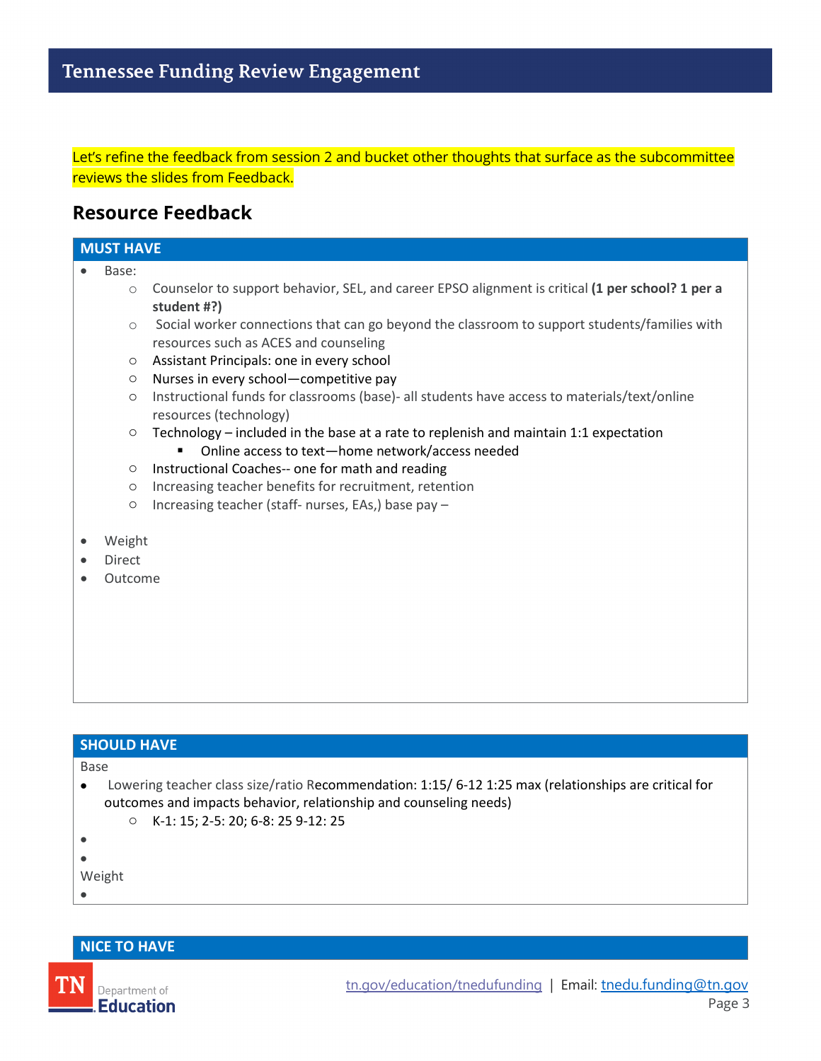Let's refine the feedback from session 2 and bucket other thoughts that surface as the subcommittee reviews the slides from Feedback.

## Resource Feedback

### MUST HAVE

- Base:
  - Counselor to support behavior, SEL, and career EPSO alignment is critical **(1 per school? 1 per a student #?)**
  - Social worker connections that can go beyond the classroom to support students/families with resources such as ACES and counseling
  - Assistant Principals: one in every school
  - Nurses in every school—competitive pay
  - Instructional funds for classrooms (base)- all students have access to materials/text/online resources (technology)
  - Technology – included in the base at a rate to replenish and maintain 1:1 expectation
    - Online access to text—home network/access needed
  - Instructional Coaches-- one for math and reading
  - Increasing teacher benefits for recruitment, retention
  - Increasing teacher (staff- nurses, EAs,) base pay –
- Weight
- Direct
- Outcome

### SHOULD HAVE

Base

- Lowering teacher class size/ratio Recommendation: 1:15/ 6-12 1:25 max (relationships are critical for outcomes and impacts behavior, relationship and counseling needs)
  - K-1: 15; 2-5: 20; 6-8: 25 9-12: 25
- 
- 

Weight

- 

### NICE TO HAVE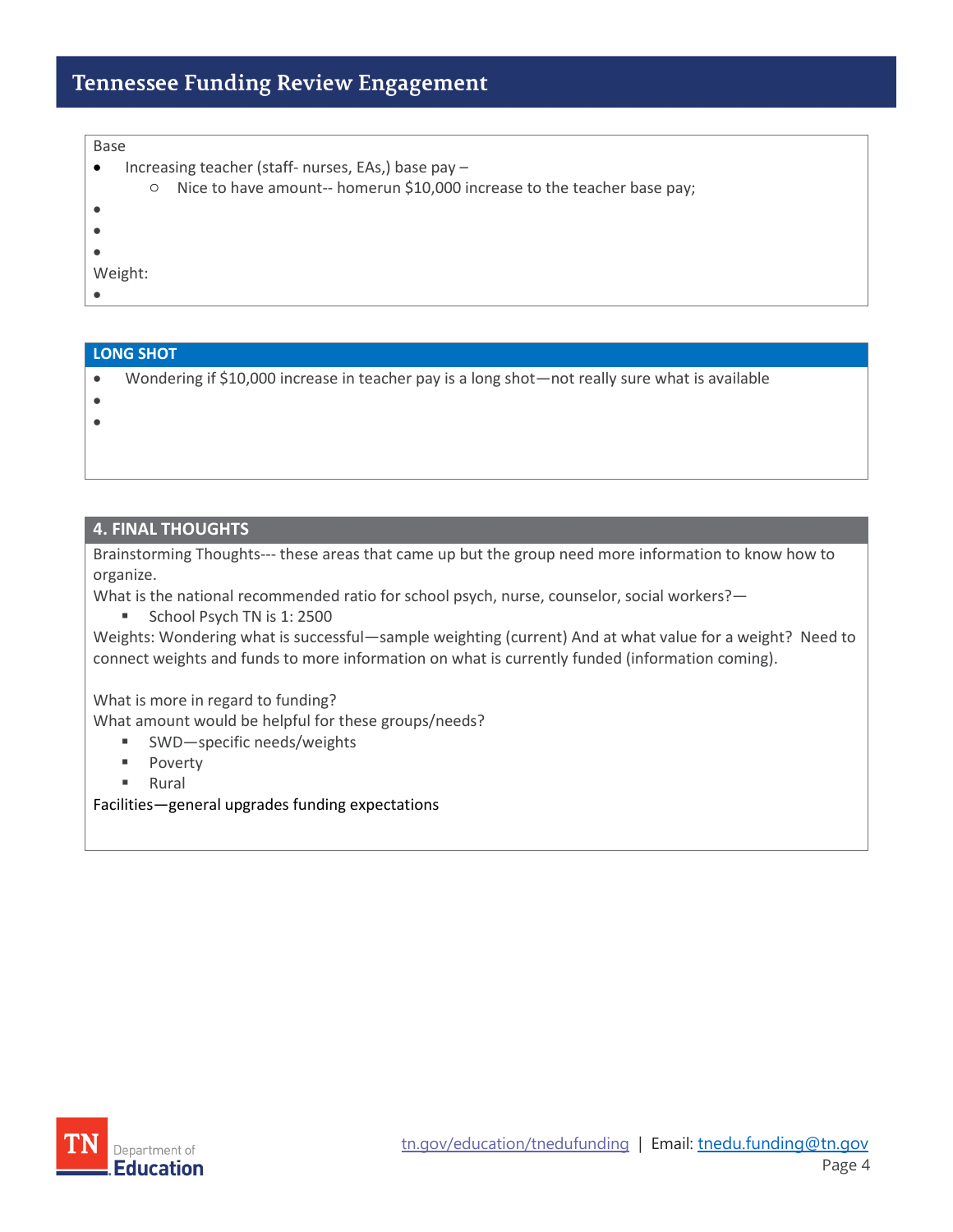Base

- Increasing teacher (staff- nurses, EAs,) base pay –
    - Nice to have amount-- homerun $10,000 increase to the teacher base pay;

Weight:

## LONG SHOT

- Wondering if $10,000 increase in teacher pay is a long shot—not really sure what is available

## 4. FINAL THOUGHTS

Brainstorming Thoughts--- these areas that came up but the group need more information to know how to organize.

What is the national recommended ratio for school psych, nurse, counselor, social workers?—

- School Psych TN is 1: 2500

Weights: Wondering what is successful—sample weighting (current) And at what value for a weight? Need to connect weights and funds to more information on what is currently funded (information coming).

What is more in regard to funding?

What amount would be helpful for these groups/needs?

- SWD—specific needs/weights
- Poverty
- Rural

Facilities—general upgrades funding expectations